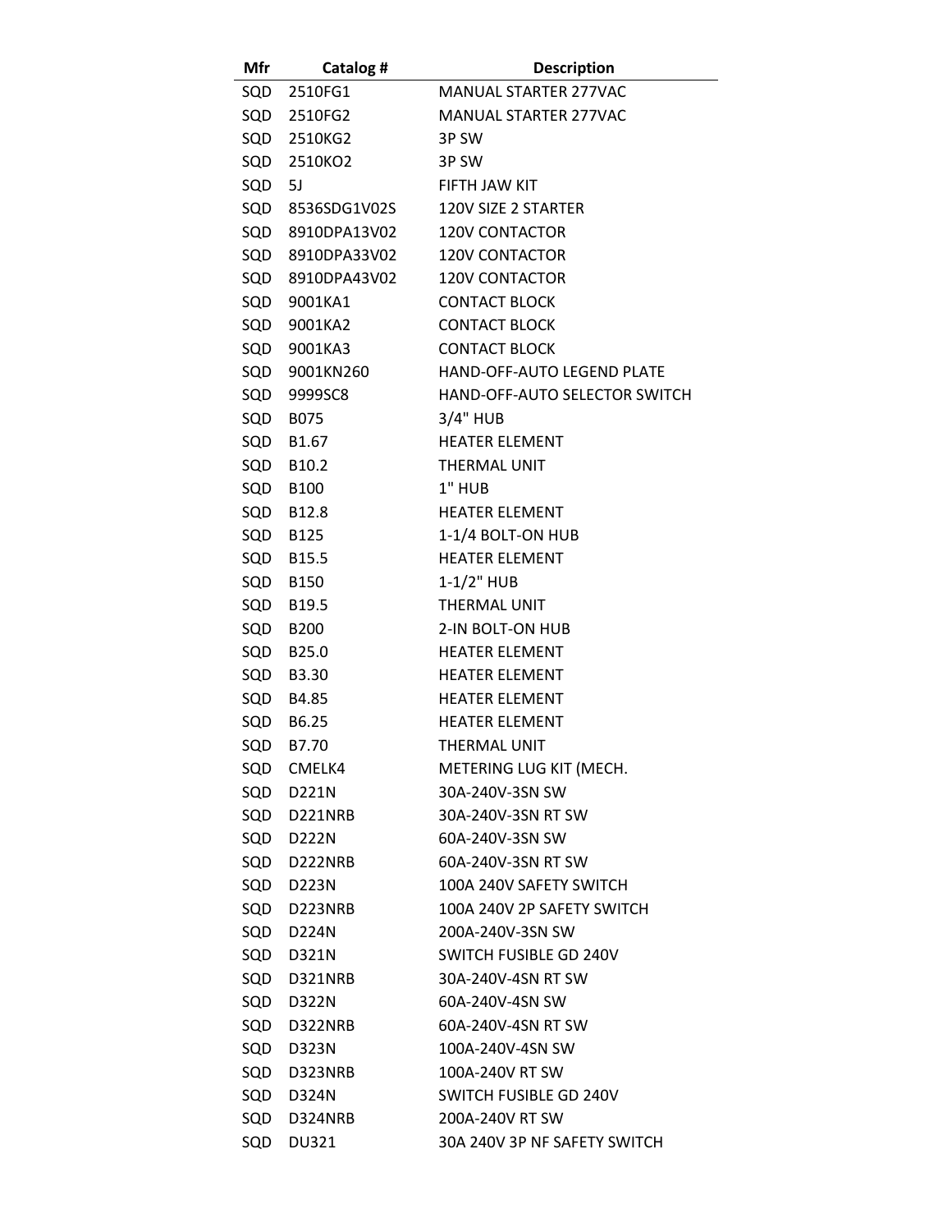| Mfr | Catalog # | Description |
| --- | --- | --- |
| SQD | 2510FG1 | MANUAL STARTER 277VAC |
| SQD | 2510FG2 | MANUAL STARTER 277VAC |
| SQD | 2510KG2 | 3P SW |
| SQD | 2510KO2 | 3P SW |
| SQD | 5J | FIFTH JAW KIT |
| SQD | 8536SDG1V02S | 120V SIZE 2 STARTER |
| SQD | 8910DPA13V02 | 120V CONTACTOR |
| SQD | 8910DPA33V02 | 120V CONTACTOR |
| SQD | 8910DPA43V02 | 120V CONTACTOR |
| SQD | 9001KA1 | CONTACT BLOCK |
| SQD | 9001KA2 | CONTACT BLOCK |
| SQD | 9001KA3 | CONTACT BLOCK |
| SQD | 9001KN260 | HAND-OFF-AUTO LEGEND PLATE |
| SQD | 9999SC8 | HAND-OFF-AUTO SELECTOR SWITCH |
| SQD | B075 | 3/4" HUB |
| SQD | B1.67 | HEATER ELEMENT |
| SQD | B10.2 | THERMAL UNIT |
| SQD | B100 | 1" HUB |
| SQD | B12.8 | HEATER ELEMENT |
| SQD | B125 | 1-1/4 BOLT-ON HUB |
| SQD | B15.5 | HEATER ELEMENT |
| SQD | B150 | 1-1/2" HUB |
| SQD | B19.5 | THERMAL UNIT |
| SQD | B200 | 2-IN BOLT-ON HUB |
| SQD | B25.0 | HEATER ELEMENT |
| SQD | B3.30 | HEATER ELEMENT |
| SQD | B4.85 | HEATER ELEMENT |
| SQD | B6.25 | HEATER ELEMENT |
| SQD | B7.70 | THERMAL UNIT |
| SQD | CMELK4 | METERING LUG KIT (MECH. |
| SQD | D221N | 30A-240V-3SN SW |
| SQD | D221NRB | 30A-240V-3SN RT SW |
| SQD | D222N | 60A-240V-3SN SW |
| SQD | D222NRB | 60A-240V-3SN RT SW |
| SQD | D223N | 100A 240V SAFETY SWITCH |
| SQD | D223NRB | 100A 240V 2P SAFETY SWITCH |
| SQD | D224N | 200A-240V-3SN SW |
| SQD | D321N | SWITCH FUSIBLE GD 240V |
| SQD | D321NRB | 30A-240V-4SN RT SW |
| SQD | D322N | 60A-240V-4SN SW |
| SQD | D322NRB | 60A-240V-4SN RT SW |
| SQD | D323N | 100A-240V-4SN SW |
| SQD | D323NRB | 100A-240V RT SW |
| SQD | D324N | SWITCH FUSIBLE GD 240V |
| SQD | D324NRB | 200A-240V RT SW |
| SQD | DU321 | 30A 240V 3P NF SAFETY SWITCH |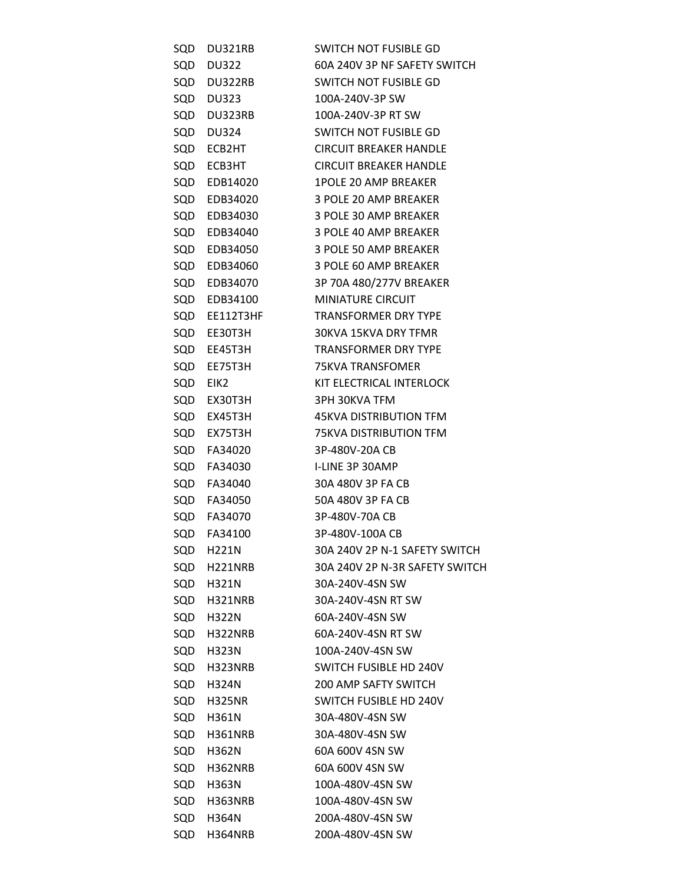| | | |
|---|---|---|
| SQD | DU321RB | SWITCH NOT FUSIBLE GD |
| SQD | DU322 | 60A 240V 3P NF SAFETY SWITCH |
| SQD | DU322RB | SWITCH NOT FUSIBLE GD |
| SQD | DU323 | 100A-240V-3P SW |
| SQD | DU323RB | 100A-240V-3P RT SW |
| SQD | DU324 | SWITCH NOT FUSIBLE GD |
| SQD | ECB2HT | CIRCUIT BREAKER HANDLE |
| SQD | ECB3HT | CIRCUIT BREAKER HANDLE |
| SQD | EDB14020 | 1POLE 20 AMP BREAKER |
| SQD | EDB34020 | 3 POLE 20 AMP BREAKER |
| SQD | EDB34030 | 3 POLE 30 AMP BREAKER |
| SQD | EDB34040 | 3 POLE 40 AMP BREAKER |
| SQD | EDB34050 | 3 POLE 50 AMP BREAKER |
| SQD | EDB34060 | 3 POLE 60 AMP BREAKER |
| SQD | EDB34070 | 3P 70A 480/277V BREAKER |
| SQD | EDB34100 | MINIATURE CIRCUIT |
| SQD | EE112T3HF | TRANSFORMER DRY TYPE |
| SQD | EE30T3H | 30KVA 15KVA DRY TFMR |
| SQD | EE45T3H | TRANSFORMER DRY TYPE |
| SQD | EE75T3H | 75KVA TRANSFOMER |
| SQD | EIK2 | KIT ELECTRICAL INTERLOCK |
| SQD | EX30T3H | 3PH 30KVA TFM |
| SQD | EX45T3H | 45KVA DISTRIBUTION TFM |
| SQD | EX75T3H | 75KVA DISTRIBUTION TFM |
| SQD | FA34020 | 3P-480V-20A CB |
| SQD | FA34030 | I-LINE 3P 30AMP |
| SQD | FA34040 | 30A 480V 3P FA CB |
| SQD | FA34050 | 50A 480V 3P FA CB |
| SQD | FA34070 | 3P-480V-70A CB |
| SQD | FA34100 | 3P-480V-100A CB |
| SQD | H221N | 30A 240V 2P N-1 SAFETY SWITCH |
| SQD | H221NRB | 30A 240V 2P N-3R SAFETY SWITCH |
| SQD | H321N | 30A-240V-4SN SW |
| SQD | H321NRB | 30A-240V-4SN RT SW |
| SQD | H322N | 60A-240V-4SN SW |
| SQD | H322NRB | 60A-240V-4SN RT SW |
| SQD | H323N | 100A-240V-4SN SW |
| SQD | H323NRB | SWITCH FUSIBLE HD 240V |
| SQD | H324N | 200 AMP SAFTY SWITCH |
| SQD | H325NR | SWITCH FUSIBLE HD 240V |
| SQD | H361N | 30A-480V-4SN SW |
| SQD | H361NRB | 30A-480V-4SN SW |
| SQD | H362N | 60A 600V 4SN SW |
| SQD | H362NRB | 60A 600V 4SN SW |
| SQD | H363N | 100A-480V-4SN SW |
| SQD | H363NRB | 100A-480V-4SN SW |
| SQD | H364N | 200A-480V-4SN SW |
| SQD | H364NRB | 200A-480V-4SN SW |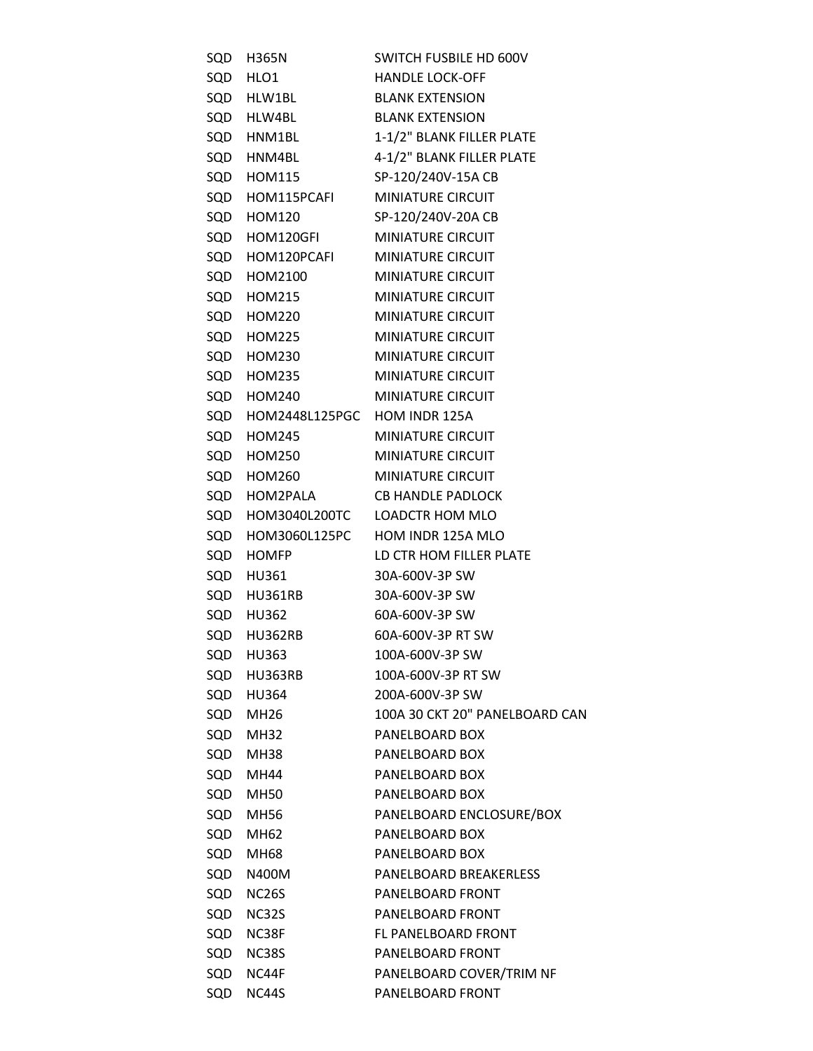| | | |
|---|---|---|
| SQD | H365N | SWITCH FUSBILE HD 600V |
| SQD | HLO1 | HANDLE LOCK-OFF |
| SQD | HLW1BL | BLANK EXTENSION |
| SQD | HLW4BL | BLANK EXTENSION |
| SQD | HNM1BL | 1-1/2" BLANK FILLER PLATE |
| SQD | HNM4BL | 4-1/2" BLANK FILLER PLATE |
| SQD | HOM115 | SP-120/240V-15A CB |
| SQD | HOM115PCAFI | MINIATURE CIRCUIT |
| SQD | HOM120 | SP-120/240V-20A CB |
| SQD | HOM120GFI | MINIATURE CIRCUIT |
| SQD | HOM120PCAFI | MINIATURE CIRCUIT |
| SQD | HOM2100 | MINIATURE CIRCUIT |
| SQD | HOM215 | MINIATURE CIRCUIT |
| SQD | HOM220 | MINIATURE CIRCUIT |
| SQD | HOM225 | MINIATURE CIRCUIT |
| SQD | HOM230 | MINIATURE CIRCUIT |
| SQD | HOM235 | MINIATURE CIRCUIT |
| SQD | HOM240 | MINIATURE CIRCUIT |
| SQD | HOM2448L125PGC | HOM INDR 125A |
| SQD | HOM245 | MINIATURE CIRCUIT |
| SQD | HOM250 | MINIATURE CIRCUIT |
| SQD | HOM260 | MINIATURE CIRCUIT |
| SQD | HOM2PALA | CB HANDLE PADLOCK |
| SQD | HOM3040L200TC | LOADCTR HOM MLO |
| SQD | HOM3060L125PC | HOM INDR 125A MLO |
| SQD | HOMFP | LD CTR HOM FILLER PLATE |
| SQD | HU361 | 30A-600V-3P SW |
| SQD | HU361RB | 30A-600V-3P SW |
| SQD | HU362 | 60A-600V-3P SW |
| SQD | HU362RB | 60A-600V-3P RT SW |
| SQD | HU363 | 100A-600V-3P SW |
| SQD | HU363RB | 100A-600V-3P RT SW |
| SQD | HU364 | 200A-600V-3P SW |
| SQD | MH26 | 100A 30 CKT 20" PANELBOARD CAN |
| SQD | MH32 | PANELBOARD BOX |
| SQD | MH38 | PANELBOARD BOX |
| SQD | MH44 | PANELBOARD BOX |
| SQD | MH50 | PANELBOARD BOX |
| SQD | MH56 | PANELBOARD ENCLOSURE/BOX |
| SQD | MH62 | PANELBOARD BOX |
| SQD | MH68 | PANELBOARD BOX |
| SQD | N400M | PANELBOARD BREAKERLESS |
| SQD | NC26S | PANELBOARD FRONT |
| SQD | NC32S | PANELBOARD FRONT |
| SQD | NC38F | FL PANELBOARD FRONT |
| SQD | NC38S | PANELBOARD FRONT |
| SQD | NC44F | PANELBOARD COVER/TRIM NF |
| SQD | NC44S | PANELBOARD FRONT |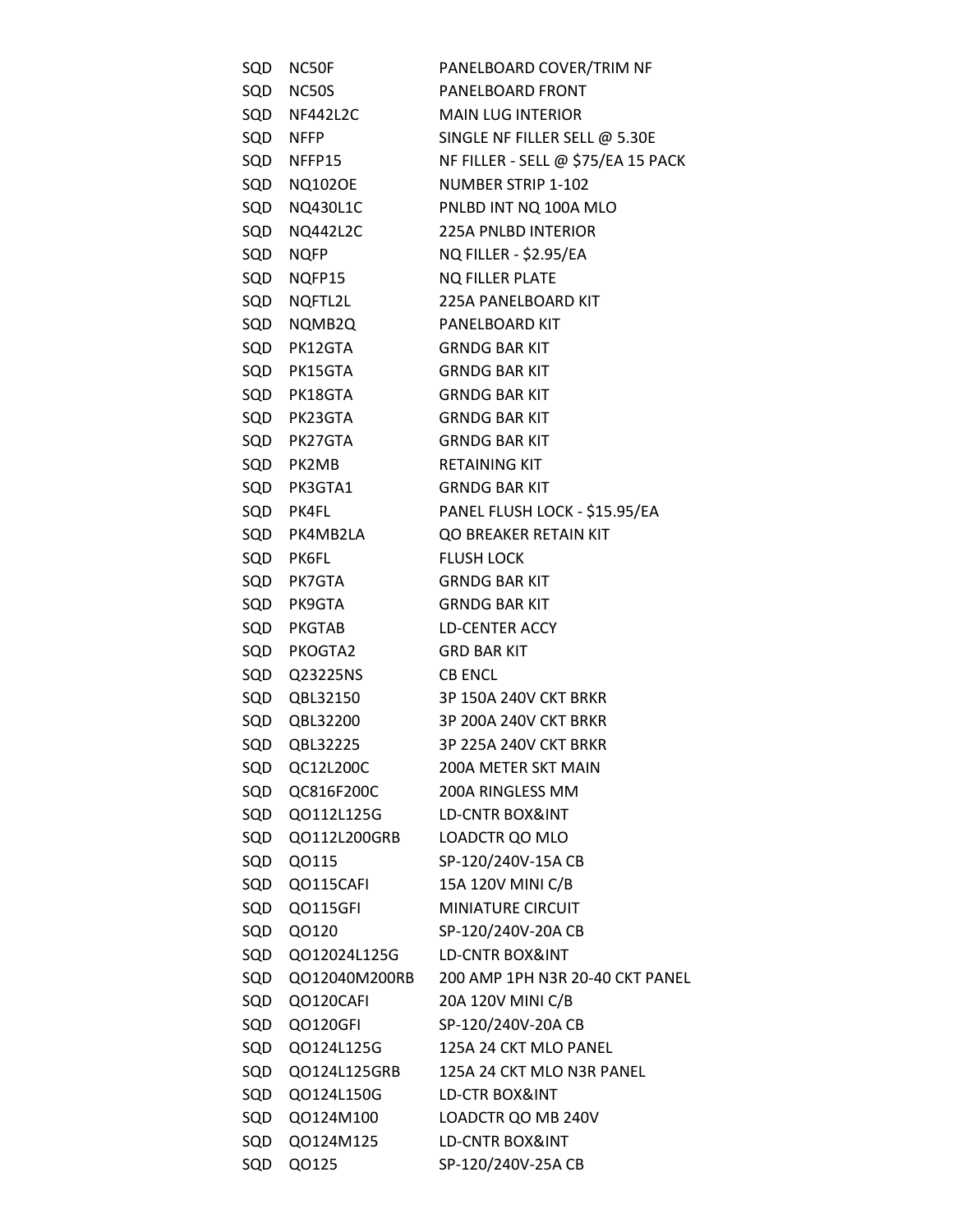| | | |
|---|---|---|
| SQD | NC50F | PANELBOARD COVER/TRIM NF |
| SQD | NC50S | PANELBOARD FRONT |
| SQD | NF442L2C | MAIN LUG INTERIOR |
| SQD | NFFP | SINGLE NF FILLER SELL @ 5.30E |
| SQD | NFFP15 | NF FILLER - SELL @ $75/EA 15 PACK |
| SQD | NQ102OE | NUMBER STRIP 1-102 |
| SQD | NQ430L1C | PNLBD INT NQ 100A MLO |
| SQD | NQ442L2C | 225A PNLBD INTERIOR |
| SQD | NQFP | NQ FILLER - $2.95/EA |
| SQD | NQFP15 | NQ FILLER PLATE |
| SQD | NQFTL2L | 225A PANELBOARD KIT |
| SQD | NQMB2Q | PANELBOARD KIT |
| SQD | PK12GTA | GRNDG BAR KIT |
| SQD | PK15GTA | GRNDG BAR KIT |
| SQD | PK18GTA | GRNDG BAR KIT |
| SQD | PK23GTA | GRNDG BAR KIT |
| SQD | PK27GTA | GRNDG BAR KIT |
| SQD | PK2MB | RETAINING KIT |
| SQD | PK3GTA1 | GRNDG BAR KIT |
| SQD | PK4FL | PANEL FLUSH LOCK - $15.95/EA |
| SQD | PK4MB2LA | QO BREAKER RETAIN KIT |
| SQD | PK6FL | FLUSH LOCK |
| SQD | PK7GTA | GRNDG BAR KIT |
| SQD | PK9GTA | GRNDG BAR KIT |
| SQD | PKGTAB | LD-CENTER ACCY |
| SQD | PKOGTA2 | GRD BAR KIT |
| SQD | Q23225NS | CB ENCL |
| SQD | QBL32150 | 3P 150A 240V CKT BRKR |
| SQD | QBL32200 | 3P 200A 240V CKT BRKR |
| SQD | QBL32225 | 3P 225A 240V CKT BRKR |
| SQD | QC12L200C | 200A METER SKT MAIN |
| SQD | QC816F200C | 200A RINGLESS MM |
| SQD | QO112L125G | LD-CNTR BOX&INT |
| SQD | QO112L200GRB | LOADCTR QO MLO |
| SQD | QO115 | SP-120/240V-15A CB |
| SQD | QO115CAFI | 15A 120V MINI C/B |
| SQD | QO115GFI | MINIATURE CIRCUIT |
| SQD | QO120 | SP-120/240V-20A CB |
| SQD | QO12024L125G | LD-CNTR BOX&INT |
| SQD | QO12040M200RB | 200 AMP 1PH N3R 20-40 CKT PANEL |
| SQD | QO120CAFI | 20A 120V MINI C/B |
| SQD | QO120GFI | SP-120/240V-20A CB |
| SQD | QO124L125G | 125A 24 CKT MLO PANEL |
| SQD | QO124L125GRB | 125A 24 CKT MLO N3R PANEL |
| SQD | QO124L150G | LD-CTR BOX&INT |
| SQD | QO124M100 | LOADCTR QO MB 240V |
| SQD | QO124M125 | LD-CNTR BOX&INT |
| SQD | QO125 | SP-120/240V-25A CB |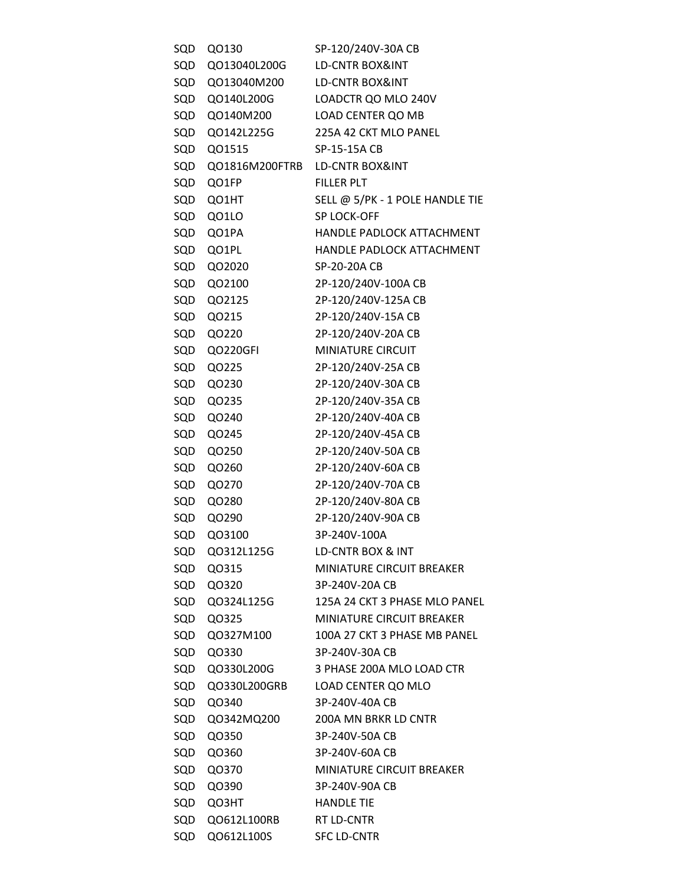| | | |
|---|---|---|
| SQD | QO130 | SP-120/240V-30A CB |
| SQD | QO13040L200G | LD-CNTR BOX&INT |
| SQD | QO13040M200 | LD-CNTR BOX&INT |
| SQD | QO140L200G | LOADCTR QO MLO 240V |
| SQD | QO140M200 | LOAD CENTER QO MB |
| SQD | QO142L225G | 225A 42 CKT MLO PANEL |
| SQD | QO1515 | SP-15-15A CB |
| SQD | QO1816M200FTRB | LD-CNTR BOX&INT |
| SQD | QO1FP | FILLER PLT |
| SQD | QO1HT | SELL @ 5/PK - 1 POLE HANDLE TIE |
| SQD | QO1LO | SP LOCK-OFF |
| SQD | QO1PA | HANDLE PADLOCK ATTACHMENT |
| SQD | QO1PL | HANDLE PADLOCK ATTACHMENT |
| SQD | QO2020 | SP-20-20A CB |
| SQD | QO2100 | 2P-120/240V-100A CB |
| SQD | QO2125 | 2P-120/240V-125A CB |
| SQD | QO215 | 2P-120/240V-15A CB |
| SQD | QO220 | 2P-120/240V-20A CB |
| SQD | QO220GFI | MINIATURE CIRCUIT |
| SQD | QO225 | 2P-120/240V-25A CB |
| SQD | QO230 | 2P-120/240V-30A CB |
| SQD | QO235 | 2P-120/240V-35A CB |
| SQD | QO240 | 2P-120/240V-40A CB |
| SQD | QO245 | 2P-120/240V-45A CB |
| SQD | QO250 | 2P-120/240V-50A CB |
| SQD | QO260 | 2P-120/240V-60A CB |
| SQD | QO270 | 2P-120/240V-70A CB |
| SQD | QO280 | 2P-120/240V-80A CB |
| SQD | QO290 | 2P-120/240V-90A CB |
| SQD | QO3100 | 3P-240V-100A |
| SQD | QO312L125G | LD-CNTR BOX & INT |
| SQD | QO315 | MINIATURE CIRCUIT BREAKER |
| SQD | QO320 | 3P-240V-20A CB |
| SQD | QO324L125G | 125A 24 CKT 3 PHASE MLO PANEL |
| SQD | QO325 | MINIATURE CIRCUIT BREAKER |
| SQD | QO327M100 | 100A 27 CKT 3 PHASE MB PANEL |
| SQD | QO330 | 3P-240V-30A CB |
| SQD | QO330L200G | 3 PHASE 200A MLO LOAD CTR |
| SQD | QO330L200GRB | LOAD CENTER QO MLO |
| SQD | QO340 | 3P-240V-40A CB |
| SQD | QO342MQ200 | 200A MN BRKR LD CNTR |
| SQD | QO350 | 3P-240V-50A CB |
| SQD | QO360 | 3P-240V-60A CB |
| SQD | QO370 | MINIATURE CIRCUIT BREAKER |
| SQD | QO390 | 3P-240V-90A CB |
| SQD | QO3HT | HANDLE TIE |
| SQD | QO612L100RB | RT LD-CNTR |
| SQD | QO612L100S | SFC LD-CNTR |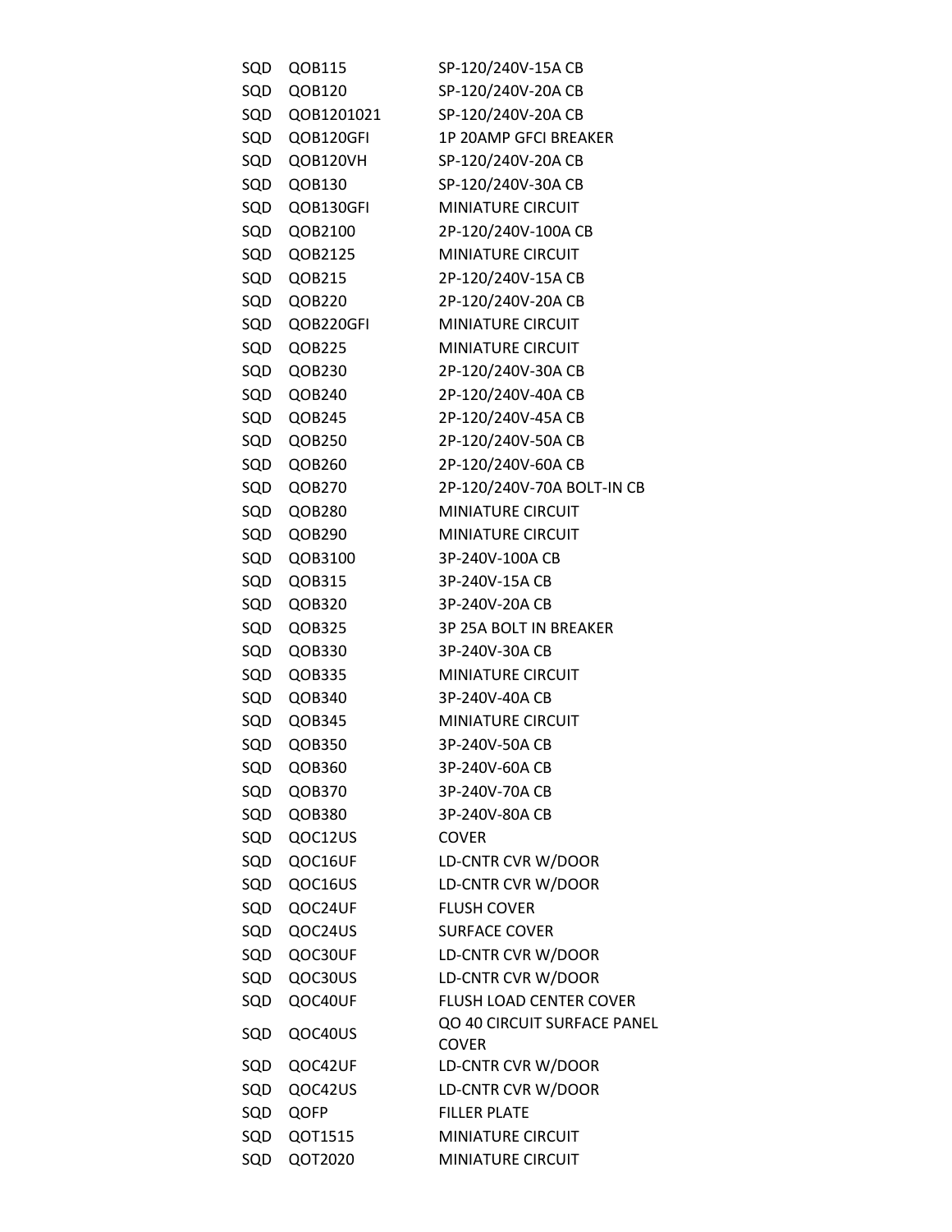| | | |
|---|---|---|
| SQD | QOB115 | SP-120/240V-15A CB |
| SQD | QOB120 | SP-120/240V-20A CB |
| SQD | QOB1201021 | SP-120/240V-20A CB |
| SQD | QOB120GFI | 1P 20AMP GFCI BREAKER |
| SQD | QOB120VH | SP-120/240V-20A CB |
| SQD | QOB130 | SP-120/240V-30A CB |
| SQD | QOB130GFI | MINIATURE CIRCUIT |
| SQD | QOB2100 | 2P-120/240V-100A CB |
| SQD | QOB2125 | MINIATURE CIRCUIT |
| SQD | QOB215 | 2P-120/240V-15A CB |
| SQD | QOB220 | 2P-120/240V-20A CB |
| SQD | QOB220GFI | MINIATURE CIRCUIT |
| SQD | QOB225 | MINIATURE CIRCUIT |
| SQD | QOB230 | 2P-120/240V-30A CB |
| SQD | QOB240 | 2P-120/240V-40A CB |
| SQD | QOB245 | 2P-120/240V-45A CB |
| SQD | QOB250 | 2P-120/240V-50A CB |
| SQD | QOB260 | 2P-120/240V-60A CB |
| SQD | QOB270 | 2P-120/240V-70A BOLT-IN CB |
| SQD | QOB280 | MINIATURE CIRCUIT |
| SQD | QOB290 | MINIATURE CIRCUIT |
| SQD | QOB3100 | 3P-240V-100A CB |
| SQD | QOB315 | 3P-240V-15A CB |
| SQD | QOB320 | 3P-240V-20A CB |
| SQD | QOB325 | 3P 25A BOLT IN BREAKER |
| SQD | QOB330 | 3P-240V-30A CB |
| SQD | QOB335 | MINIATURE CIRCUIT |
| SQD | QOB340 | 3P-240V-40A CB |
| SQD | QOB345 | MINIATURE CIRCUIT |
| SQD | QOB350 | 3P-240V-50A CB |
| SQD | QOB360 | 3P-240V-60A CB |
| SQD | QOB370 | 3P-240V-70A CB |
| SQD | QOB380 | 3P-240V-80A CB |
| SQD | QOC12US | COVER |
| SQD | QOC16UF | LD-CNTR CVR W/DOOR |
| SQD | QOC16US | LD-CNTR CVR W/DOOR |
| SQD | QOC24UF | FLUSH COVER |
| SQD | QOC24US | SURFACE COVER |
| SQD | QOC30UF | LD-CNTR CVR W/DOOR |
| SQD | QOC30US | LD-CNTR CVR W/DOOR |
| SQD | QOC40UF | FLUSH LOAD CENTER COVER |
| SQD | QOC40US | QO 40 CIRCUIT SURFACE PANEL COVER |
| SQD | QOC42UF | LD-CNTR CVR W/DOOR |
| SQD | QOC42US | LD-CNTR CVR W/DOOR |
| SQD | QOFP | FILLER PLATE |
| SQD | QOT1515 | MINIATURE CIRCUIT |
| SQD | QOT2020 | MINIATURE CIRCUIT |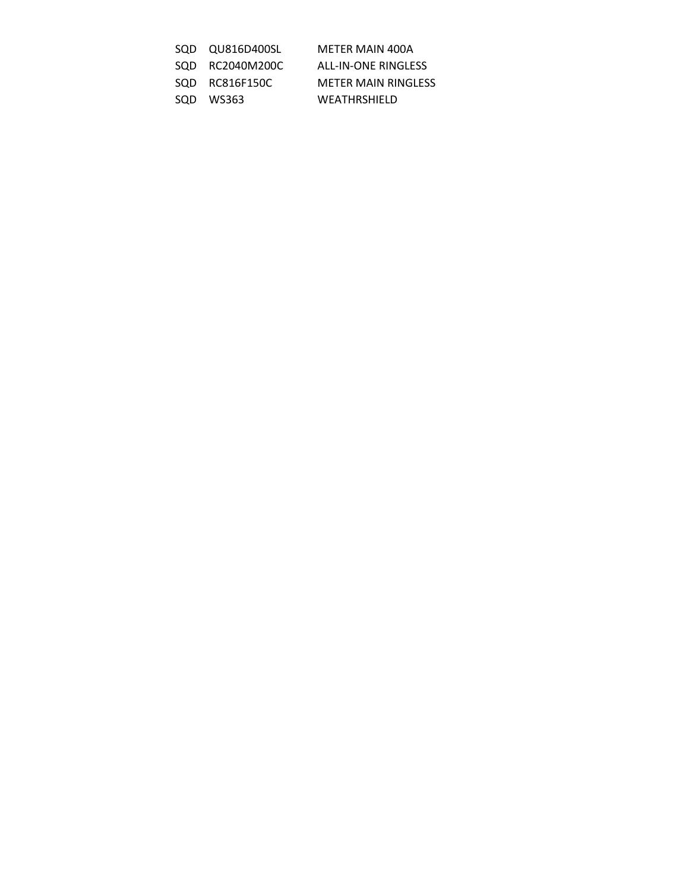| | | |
|---|---|---|
| SQD | QU816D400SL | METER MAIN 400A |
| SQD | RC2040M200C | ALL-IN-ONE RINGLESS |
| SQD | RC816F150C | METER MAIN RINGLESS |
| SQD | WS363 | WEATHRSHIELD |